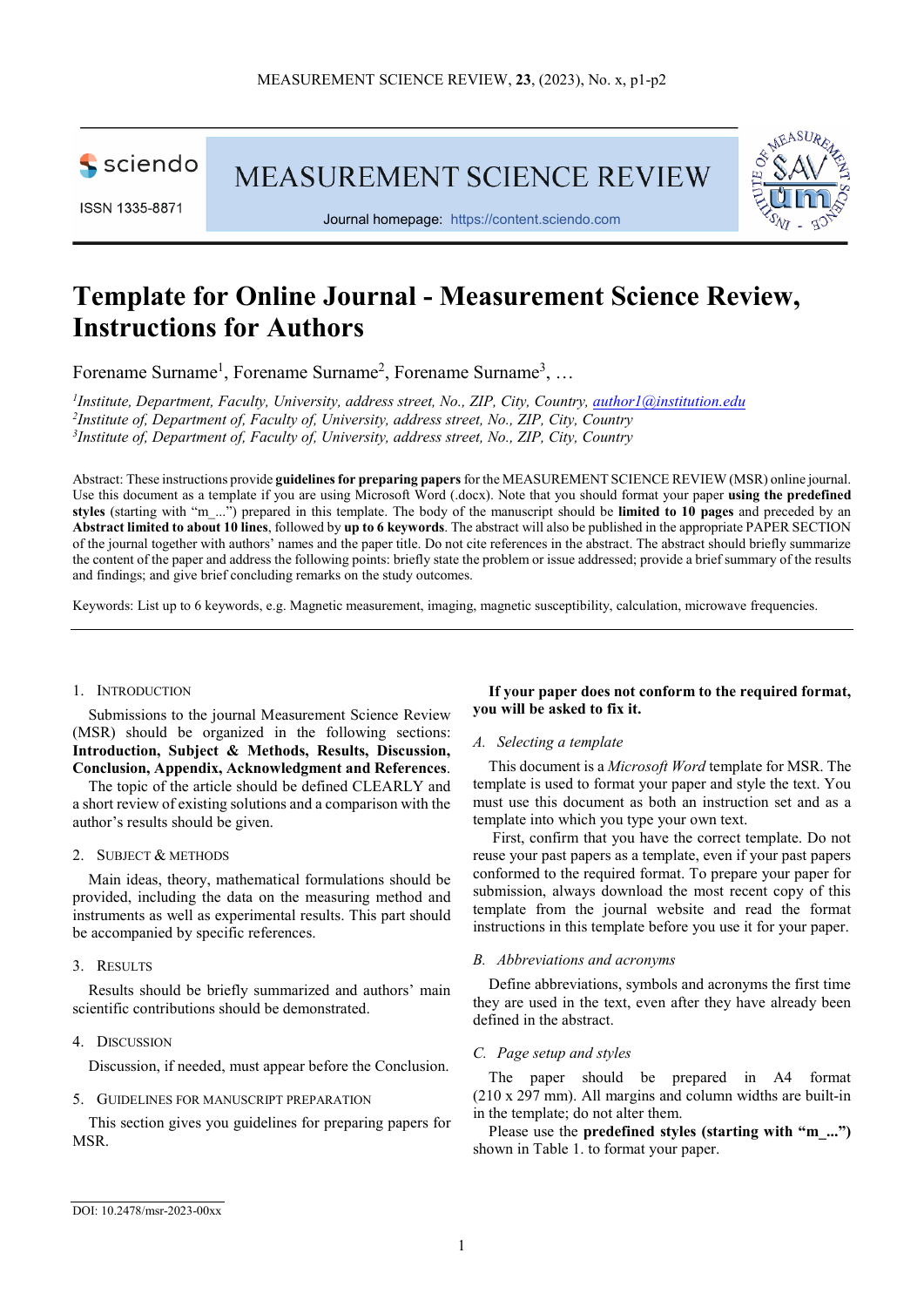# Template for Online Journal - Measurement Science Review, Instructions for Authors

Forename Surname[1], Forename Surname[2], Forename Surname[3], …

[1]*Institute, Department, Faculty, University, address street, No., ZIP, City, Country, author1@institution.edu*
[2]*Institute of, Department of, Faculty of, University, address street, No., ZIP, City, Country*
[3]*Institute of, Department of, Faculty of, University, address street, No., ZIP, City, Country*

Abstract: These instructions provide **guidelines for preparing papers** for the MEASUREMENT SCIENCE REVIEW (MSR) online journal. Use this document as a template if you are using Microsoft Word (.docx). Note that you should format your paper **using the predefined styles** (starting with "m_...") prepared in this template. The body of the manuscript should be **limited to 10 pages** and preceded by an **Abstract limited to about 10 lines**, followed by **up to 6 keywords**. The abstract will also be published in the appropriate PAPER SECTION of the journal together with authors' names and the paper title. Do not cite references in the abstract. The abstract should briefly summarize the content of the paper and address the following points: briefly state the problem or issue addressed; provide a brief summary of the results and findings; and give brief concluding remarks on the study outcomes.

Keywords: List up to 6 keywords, e.g. Magnetic measurement, imaging, magnetic susceptibility, calculation, microwave frequencies.

## 1. Introduction

Submissions to the journal Measurement Science Review (MSR) should be organized in the following sections: **Introduction, Subject & Methods, Results, Discussion, Conclusion, Appendix, Acknowledgment and References**.

The topic of the article should be defined CLEARLY and a short review of existing solutions and a comparison with the author's results should be given.

## 2. Subject & Methods

Main ideas, theory, mathematical formulations should be provided, including the data on the measuring method and instruments as well as experimental results. This part should be accompanied by specific references.

## 3. Results

Results should be briefly summarized and authors' main scientific contributions should be demonstrated.

## 4. Discussion

Discussion, if needed, must appear before the Conclusion.

## 5. Guidelines for Manuscript Preparation

This section gives you guidelines for preparing papers for MSR.

**If your paper does not conform to the required format, you will be asked to fix it.**

### *A. Selecting a template*

This document is a *Microsoft Word* template for MSR. The template is used to format your paper and style the text. You must use this document as both an instruction set and as a template into which you type your own text.

First, confirm that you have the correct template. Do not reuse your past papers as a template, even if your past papers conformed to the required format. To prepare your paper for submission, always download the most recent copy of this template from the journal website and read the format instructions in this template before you use it for your paper.

### *B. Abbreviations and acronyms*

Define abbreviations, symbols and acronyms the first time they are used in the text, even after they have already been defined in the abstract.

### *C. Page setup and styles*

The paper should be prepared in A4 format (210 x 297 mm). All margins and column widths are built-in in the template; do not alter them.

Please use the **predefined styles (starting with "m_...")** shown in Table 1. to format your paper.

DOI: 10.2478/msr-2023-00xx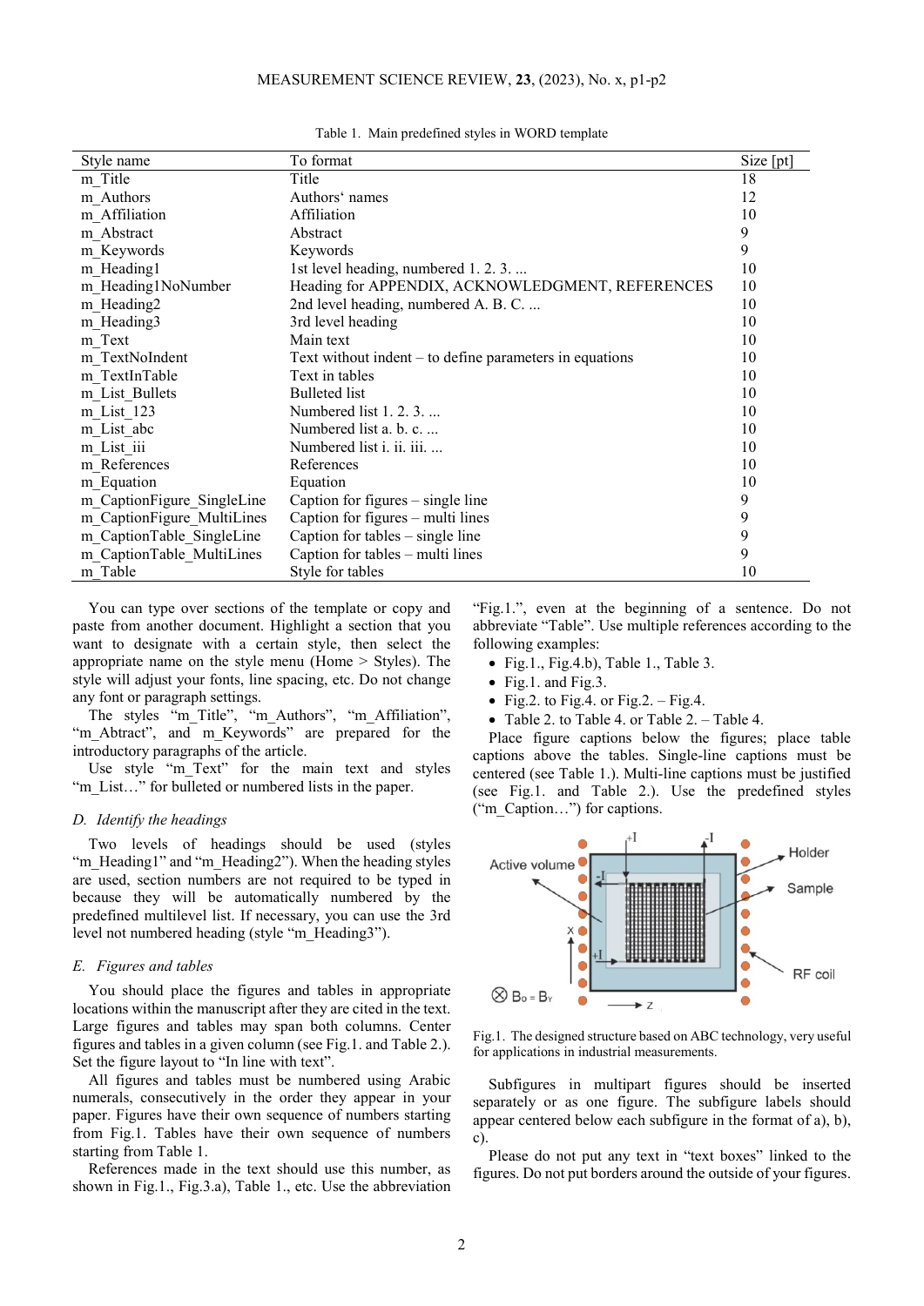Table 1. Main predefined styles in WORD template

| Style name | To format | Size [pt] |
|---|---|---|
| m_Title | Title | 18 |
| m_Authors | Authors' names | 12 |
| m_Affiliation | Affiliation | 10 |
| m_Abstract | Abstract | 9 |
| m_Keywords | Keywords | 9 |
| m_Heading1 | 1st level heading, numbered 1. 2. 3. ... | 10 |
| m_Heading1NoNumber | Heading for APPENDIX, ACKNOWLEDGMENT, REFERENCES | 10 |
| m_Heading2 | 2nd level heading, numbered A. B. C. ... | 10 |
| m_Heading3 | 3rd level heading | 10 |
| m_Text | Main text | 10 |
| m_TextNoIndent | Text without indent – to define parameters in equations | 10 |
| m_TextInTable | Text in tables | 10 |
| m_List_Bullets | Bulleted list | 10 |
| m_List_123 | Numbered list 1. 2. 3. ... | 10 |
| m_List_abc | Numbered list a. b. c. ... | 10 |
| m_List_iii | Numbered list i. ii. iii. ... | 10 |
| m_References | References | 10 |
| m_Equation | Equation | 10 |
| m_CaptionFigure_SingleLine | Caption for figures – single line | 9 |
| m_CaptionFigure_MultiLines | Caption for figures – multi lines | 9 |
| m_CaptionTable_SingleLine | Caption for tables – single line | 9 |
| m_CaptionTable_MultiLines | Caption for tables – multi lines | 9 |
| m_Table | Style for tables | 10 |

You can type over sections of the template or copy and paste from another document. Highlight a section that you want to designate with a certain style, then select the appropriate name on the style menu (Home > Styles). The style will adjust your fonts, line spacing, etc. Do not change any font or paragraph settings.

The styles "m_Title", "m_Authors", "m_Affiliation", "m_Abtract", and m_Keywords" are prepared for the introductory paragraphs of the article.

Use style "m_Text" for the main text and styles "m_List…" for bulleted or numbered lists in the paper.

### *D. Identify the headings*

Two levels of headings should be used (styles "m_Heading1" and "m_Heading2"). When the heading styles are used, section numbers are not required to be typed in because they will be automatically numbered by the predefined multilevel list. If necessary, you can use the 3rd level not numbered heading (style "m_Heading3").

### *E. Figures and tables*

You should place the figures and tables in appropriate locations within the manuscript after they are cited in the text. Large figures and tables may span both columns. Center figures and tables in a given column (see Fig.1. and Table 2.). Set the figure layout to "In line with text".

All figures and tables must be numbered using Arabic numerals, consecutively in the order they appear in your paper. Figures have their own sequence of numbers starting from Fig.1. Tables have their own sequence of numbers starting from Table 1.

References made in the text should use this number, as shown in Fig.1., Fig.3.a), Table 1., etc. Use the abbreviation "Fig.1.", even at the beginning of a sentence. Do not abbreviate "Table". Use multiple references according to the following examples:

- Fig.1., Fig.4.b), Table 1., Table 3.
- Fig.1. and Fig.3.
- Fig.2. to Fig.4. or Fig.2. – Fig.4.
- Table 2. to Table 4. or Table 2. – Table 4.

Place figure captions below the figures; place table captions above the tables. Single-line captions must be centered (see Table 1.). Multi-line captions must be justified (see Fig.1. and Table 2.). Use the predefined styles ("m_Caption…") for captions.

Fig.1. The designed structure based on ABC technology, very useful for applications in industrial measurements.

Subfigures in multipart figures should be inserted separately or as one figure. The subfigure labels should appear centered below each subfigure in the format of a), b), c).

Please do not put any text in "text boxes" linked to the figures. Do not put borders around the outside of your figures.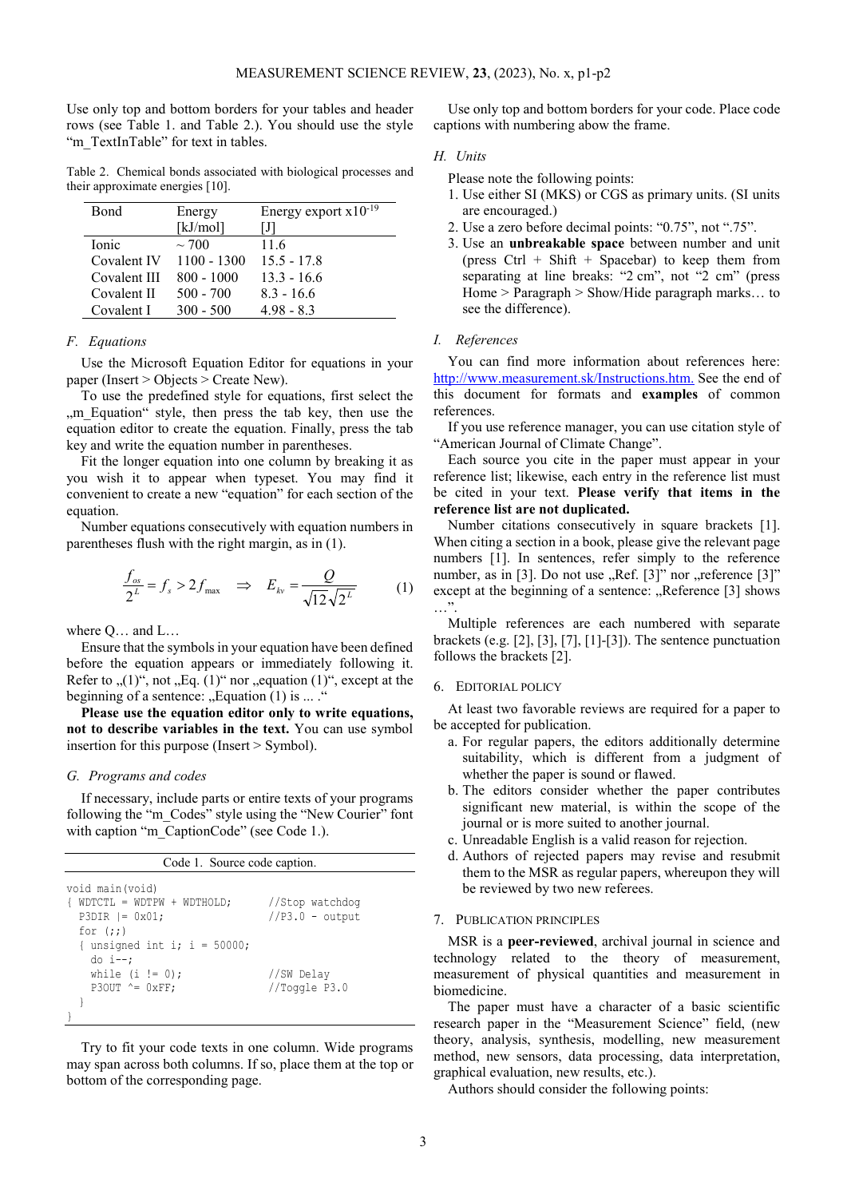Use only top and bottom borders for your tables and header rows (see Table 1. and Table 2.). You should use the style "m_TextInTable" for text in tables.

Table 2. Chemical bonds associated with biological processes and their approximate energies [10].

| Bond | Energy [kJ/mol] | Energy export x10$^{-19}$ [J] |
|---|---|---|
| Ionic | ~ 700 | 11.6 |
| Covalent IV | 1100 - 1300 | 15.5 - 17.8 |
| Covalent III | 800 - 1000 | 13.3 - 16.6 |
| Covalent II | 500 - 700 | 8.3 - 16.6 |
| Covalent I | 300 - 500 | 4.98 - 8.3 |

### *F. Equations*

Use the Microsoft Equation Editor for equations in your paper (Insert > Objects > Create New).

To use the predefined style for equations, first select the „m_Equation“ style, then press the tab key, then use the equation editor to create the equation. Finally, press the tab key and write the equation number in parentheses.

Fit the longer equation into one column by breaking it as you wish it to appear when typeset. You may find it convenient to create a new "equation" for each section of the equation.

Number equations consecutively with equation numbers in parentheses flush with the right margin, as in (1).

$$\frac{f_{os}}{2^L} = f_s > 2 f_{\max} \quad \Rightarrow \quad E_{kv} = \frac{Q}{\sqrt{12}\sqrt{2^L}} \qquad (1)$$

where Q… and L…

Ensure that the symbols in your equation have been defined before the equation appears or immediately following it. Refer to „(1)“, not „Eq. (1)“ nor „equation (1)“, except at the beginning of a sentence: „Equation (1) is ... .“

**Please use the equation editor only to write equations, not to describe variables in the text.** You can use symbol insertion for this purpose (Insert > Symbol).

### *G. Programs and codes*

If necessary, include parts or entire texts of your programs following the "m_Codes" style using the "New Courier" font with caption "m_CaptionCode" (see Code 1.).

Code 1. Source code caption.

```
void main(void)
{ WDTCTL = WDTPW + WDTHOLD;       //Stop watchdog
  P3DIR |= 0x01;                  //P3.0 - output
  for (;;)
  { unsigned int i; i = 50000;
    do i--;
    while (i != 0);               //SW Delay
    P3OUT ^= 0xFF;                //Toggle P3.0
  }
}
```

Try to fit your code texts in one column. Wide programs may span across both columns. If so, place them at the top or bottom of the corresponding page.

Use only top and bottom borders for your code. Place code captions with numbering abow the frame.

### *H. Units*

Please note the following points:

1. Use either SI (MKS) or CGS as primary units. (SI units are encouraged.)
2. Use a zero before decimal points: "0.75", not ".75".
3. Use an **unbreakable space** between number and unit (press Ctrl + Shift + Spacebar) to keep them from separating at line breaks: "2 cm", not "2 cm" (press Home > Paragraph > Show/Hide paragraph marks… to see the difference).

### *I. References*

You can find more information about references here: http://www.measurement.sk/Instructions.htm. See the end of this document for formats and **examples** of common references.

If you use reference manager, you can use citation style of "American Journal of Climate Change".

Each source you cite in the paper must appear in your reference list; likewise, each entry in the reference list must be cited in your text. **Please verify that items in the reference list are not duplicated.**

Number citations consecutively in square brackets [1]. When citing a section in a book, please give the relevant page numbers [1]. In sentences, refer simply to the reference number, as in [3]. Do not use „Ref. [3]" nor „reference [3]" except at the beginning of a sentence: „Reference [3] shows …".

Multiple references are each numbered with separate brackets (e.g. [2], [3], [7], [1]-[3]). The sentence punctuation follows the brackets [2].

## 6. Editorial policy

At least two favorable reviews are required for a paper to be accepted for publication.

a. For regular papers, the editors additionally determine suitability, which is different from a judgment of whether the paper is sound or flawed.
b. The editors consider whether the paper contributes significant new material, is within the scope of the journal or is more suited to another journal.
c. Unreadable English is a valid reason for rejection.
d. Authors of rejected papers may revise and resubmit them to the MSR as regular papers, whereupon they will be reviewed by two new referees.

## 7. Publication principles

MSR is a **peer-reviewed**, archival journal in science and technology related to the theory of measurement, measurement of physical quantities and measurement in biomedicine.

The paper must have a character of a basic scientific research paper in the "Measurement Science" field, (new theory, analysis, synthesis, modelling, new measurement method, new sensors, data processing, data interpretation, graphical evaluation, new results, etc.).

Authors should consider the following points: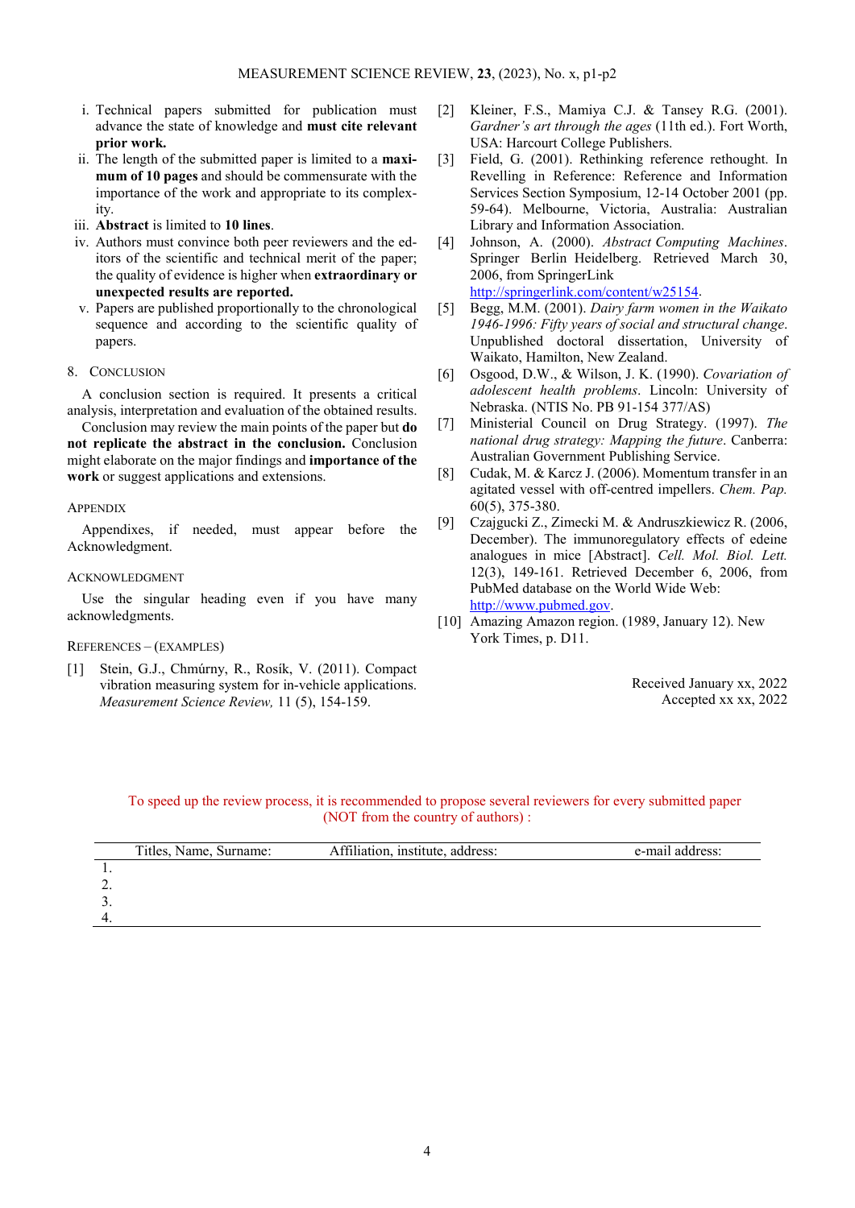i. Technical papers submitted for publication must advance the state of knowledge and **must cite relevant prior work.**
ii. The length of the submitted paper is limited to a **maximum of 10 pages** and should be commensurate with the importance of the work and appropriate to its complexity.
iii. **Abstract** is limited to **10 lines**.
iv. Authors must convince both peer reviewers and the editors of the scientific and technical merit of the paper; the quality of evidence is higher when **extraordinary or unexpected results are reported.**
v. Papers are published proportionally to the chronological sequence and according to the scientific quality of papers.

## 8. Conclusion

A conclusion section is required. It presents a critical analysis, interpretation and evaluation of the obtained results.

Conclusion may review the main points of the paper but **do not replicate the abstract in the conclusion.** Conclusion might elaborate on the major findings and **importance of the work** or suggest applications and extensions.

## Appendix

Appendixes, if needed, must appear before the Acknowledgment.

## Acknowledgment

Use the singular heading even if you have many acknowledgments.

## References – (examples)

[1] Stein, G.J., Chmúrny, R., Rosík, V. (2011). Compact vibration measuring system for in-vehicle applications. *Measurement Science Review,* 11 (5), 154-159.

[2] Kleiner, F.S., Mamiya C.J. & Tansey R.G. (2001). *Gardner's art through the ages* (11th ed.). Fort Worth, USA: Harcourt College Publishers.

[3] Field, G. (2001). Rethinking reference rethought. In Revelling in Reference: Reference and Information Services Section Symposium, 12-14 October 2001 (pp. 59-64). Melbourne, Victoria, Australia: Australian Library and Information Association.

[4] Johnson, A. (2000). *Abstract Computing Machines*. Springer Berlin Heidelberg. Retrieved March 30, 2006, from SpringerLink http://springerlink.com/content/w25154.

[5] Begg, M.M. (2001). *Dairy farm women in the Waikato 1946-1996: Fifty years of social and structural change*. Unpublished doctoral dissertation, University of Waikato, Hamilton, New Zealand.

[6] Osgood, D.W., & Wilson, J. K. (1990). *Covariation of adolescent health problems*. Lincoln: University of Nebraska. (NTIS No. PB 91-154 377/AS)

[7] Ministerial Council on Drug Strategy. (1997). *The national drug strategy: Mapping the future*. Canberra: Australian Government Publishing Service.

[8] Cudak, M. & Karcz J. (2006). Momentum transfer in an agitated vessel with off-centred impellers. *Chem. Pap.* 60(5), 375-380.

[9] Czajgucki Z., Zimecki M. & Andruszkiewicz R. (2006, December). The immunoregulatory effects of edeine analogues in mice [Abstract]. *Cell. Mol. Biol. Lett.* 12(3), 149-161. Retrieved December 6, 2006, from PubMed database on the World Wide Web: http://www.pubmed.gov.

[10] Amazing Amazon region. (1989, January 12). New York Times, p. D11.

Received January xx, 2022
Accepted xx xx, 2022

To speed up the review process, it is recommended to propose several reviewers for every submitted paper (NOT from the country of authors) :

| | Titles, Name, Surname: | Affiliation, institute, address: | e-mail address: |
|---|---|---|---|
| 1. | | | |
| 2. | | | |
| 3. | | | |
| 4. | | | |